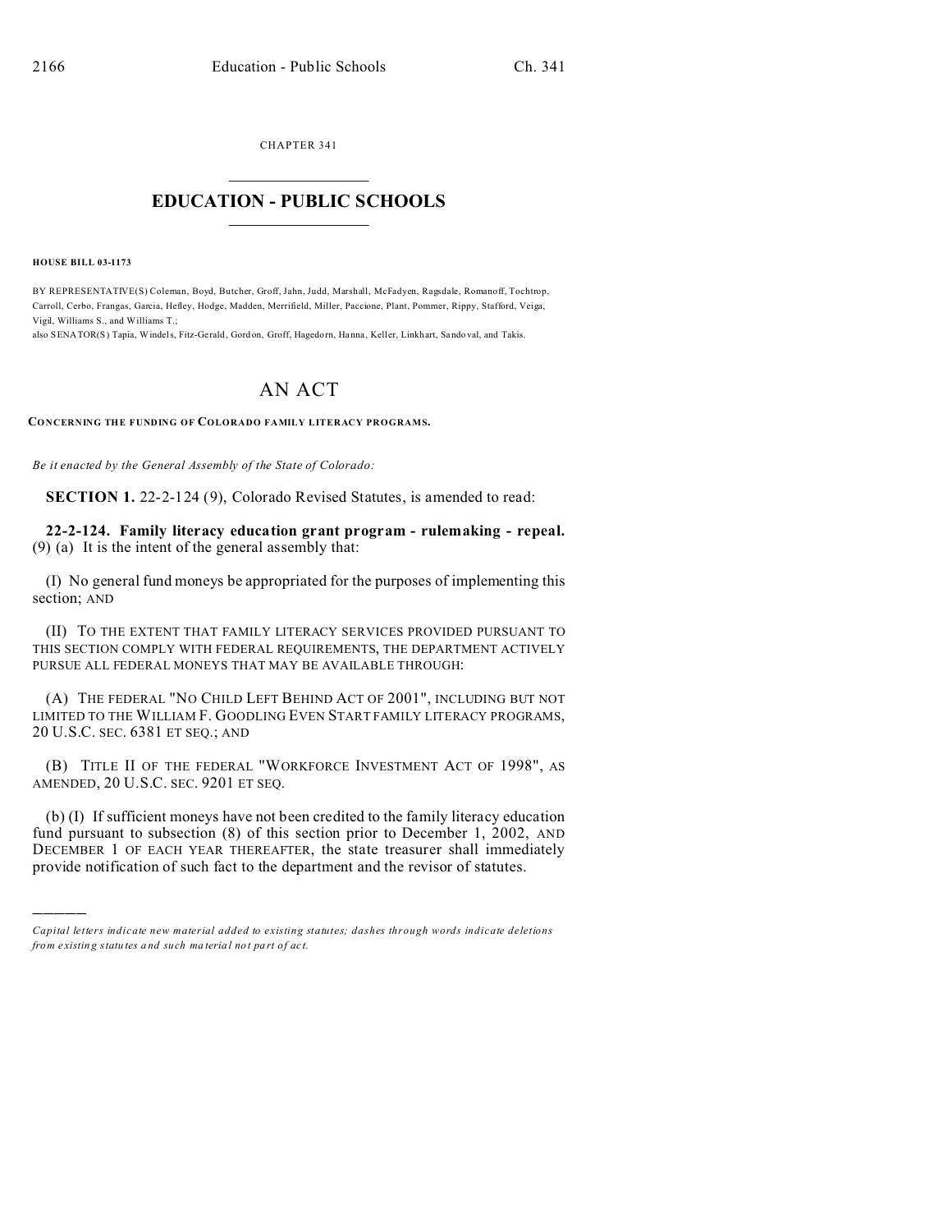CHAPTER 341

# EDUCATION - PUBLIC SCHOOLS

**HOUSE BILL 03-1173**

BY REPRESENTATIVE(S) Coleman, Boyd, Butcher, Groff, Jahn, Judd, Marshall, McFadyen, Ragsdale, Romanoff, Tochtrop, Carroll, Cerbo, Frangas, Garcia, Hefley, Hodge, Madden, Merrifield, Miller, Paccione, Plant, Pommer, Rippy, Stafford, Veiga, Vigil, Williams S., and Williams T.;
also SENATOR(S) Tapia, Windels, Fitz-Gerald, Gordon, Groff, Hagedorn, Hanna, Keller, Linkhart, Sandoval, and Takis.

# AN ACT

**CONCERNING THE FUNDING OF COLORADO FAMILY LITERACY PROGRAMS.**

*Be it enacted by the General Assembly of the State of Colorado:*

**SECTION 1.** 22-2-124 (9), Colorado Revised Statutes, is amended to read:

**22-2-124. Family literacy education grant program - rulemaking - repeal.** (9) (a) It is the intent of the general assembly that:

(I) No general fund moneys be appropriated for the purposes of implementing this section; AND

(II) TO THE EXTENT THAT FAMILY LITERACY SERVICES PROVIDED PURSUANT TO THIS SECTION COMPLY WITH FEDERAL REQUIREMENTS, THE DEPARTMENT ACTIVELY PURSUE ALL FEDERAL MONEYS THAT MAY BE AVAILABLE THROUGH:

(A) THE FEDERAL "NO CHILD LEFT BEHIND ACT OF 2001", INCLUDING BUT NOT LIMITED TO THE WILLIAM F. GOODLING EVEN START FAMILY LITERACY PROGRAMS, 20 U.S.C. SEC. 6381 ET SEQ.; AND

(B) TITLE II OF THE FEDERAL "WORKFORCE INVESTMENT ACT OF 1998", AS AMENDED, 20 U.S.C. SEC. 9201 ET SEQ.

(b) (I) If sufficient moneys have not been credited to the family literacy education fund pursuant to subsection (8) of this section prior to December 1, 2002, AND DECEMBER 1 OF EACH YEAR THEREAFTER, the state treasurer shall immediately provide notification of such fact to the department and the revisor of statutes.

---

*Capital letters indicate new material added to existing statutes; dashes through words indicate deletions from existing statutes and such material not part of act.*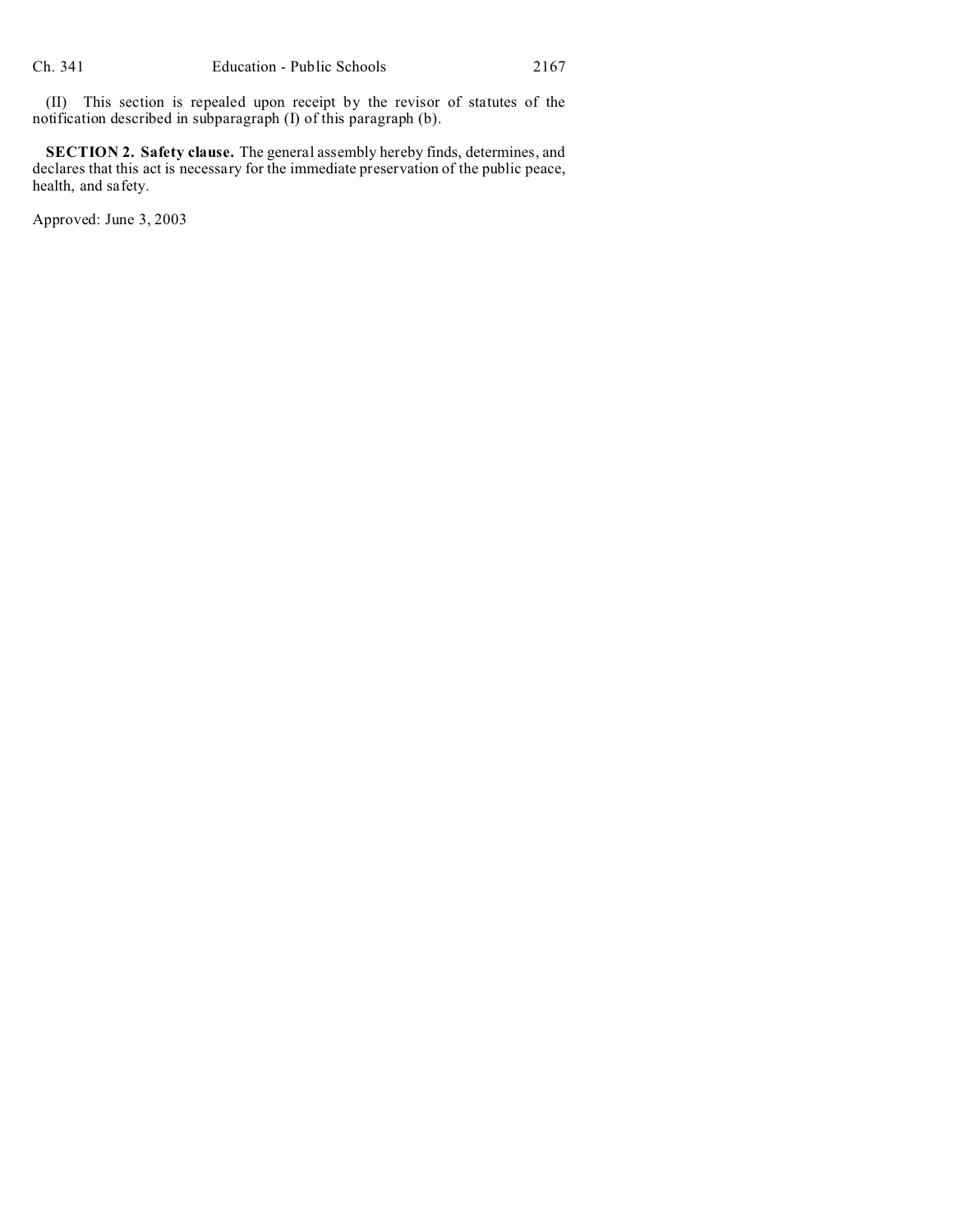(II) This section is repealed upon receipt by the revisor of statutes of the notification described in subparagraph (I) of this paragraph (b).

**SECTION 2. Safety clause.** The general assembly hereby finds, determines, and declares that this act is necessary for the immediate preservation of the public peace, health, and safety.

Approved: June 3, 2003